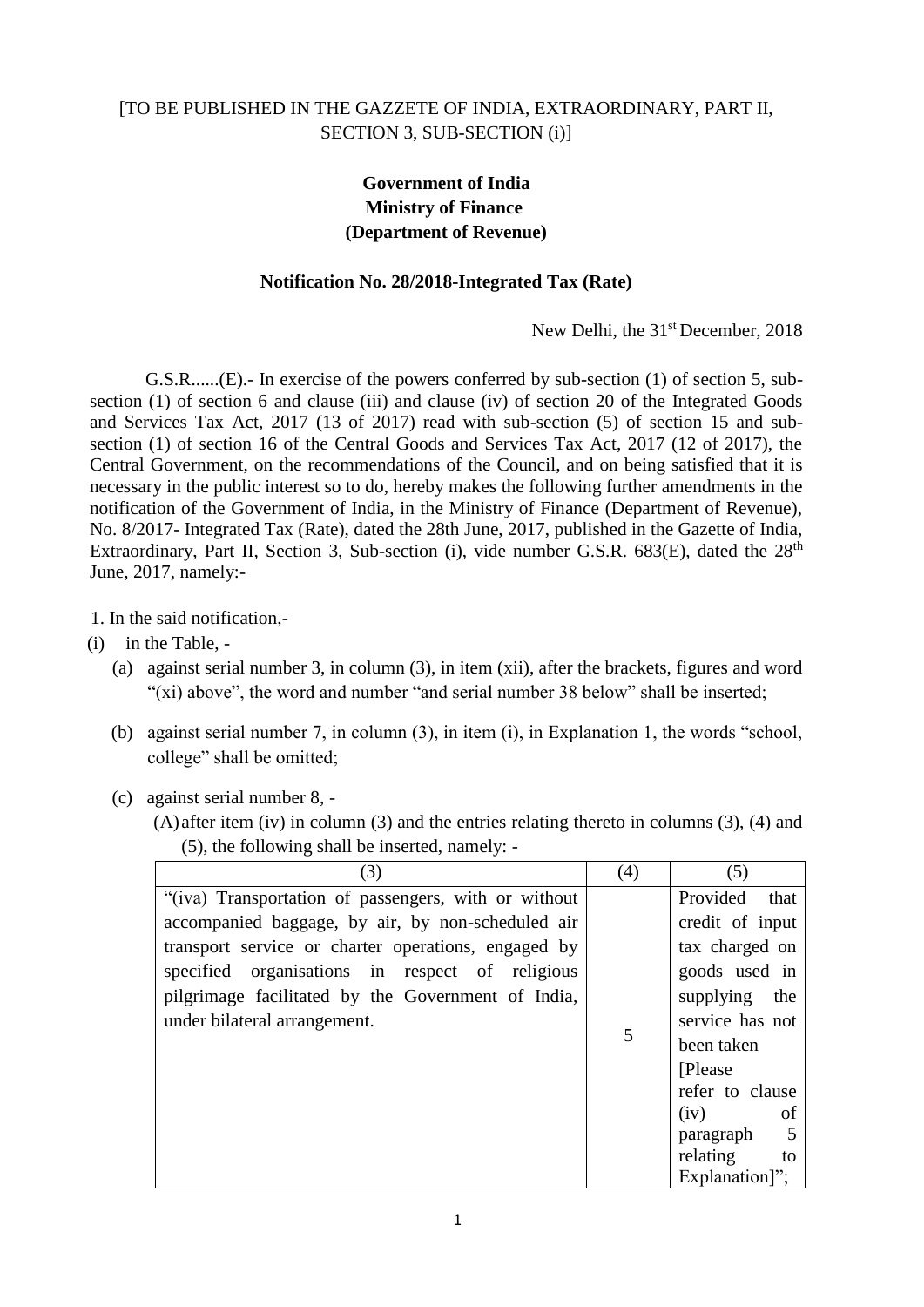[TO BE PUBLISHED IN THE GAZZETE OF INDIA, EXTRAORDINARY, PART II, SECTION 3, SUB-SECTION (i)]

**Government of India**
**Ministry of Finance**
**(Department of Revenue)**

**Notification No. 28/2018-Integrated Tax (Rate)**

New Delhi, the 31st December, 2018

G.S.R......(E).- In exercise of the powers conferred by sub-section (1) of section 5, sub-section (1) of section 6 and clause (iii) and clause (iv) of section 20 of the Integrated Goods and Services Tax Act, 2017 (13 of 2017) read with sub-section (5) of section 15 and sub-section (1) of section 16 of the Central Goods and Services Tax Act, 2017 (12 of 2017), the Central Government, on the recommendations of the Council, and on being satisfied that it is necessary in the public interest so to do, hereby makes the following further amendments in the notification of the Government of India, in the Ministry of Finance (Department of Revenue), No. 8/2017- Integrated Tax (Rate), dated the 28th June, 2017, published in the Gazette of India, Extraordinary, Part II, Section 3, Sub-section (i), vide number G.S.R. 683(E), dated the 28th June, 2017, namely:-

1. In the said notification,-

(i) in the Table, -

(a) against serial number 3, in column (3), in item (xii), after the brackets, figures and word "(xi) above", the word and number "and serial number 38 below" shall be inserted;

(b) against serial number 7, in column (3), in item (i), in Explanation 1, the words "school, college" shall be omitted;

(c) against serial number 8, -

(A) after item (iv) in column (3) and the entries relating thereto in columns (3), (4) and (5), the following shall be inserted, namely: -

| (3) | (4) | (5) |
|---|---|---|
| "(iva) Transportation of passengers, with or without accompanied baggage, by air, by non-scheduled air transport service or charter operations, engaged by specified organisations in respect of religious pilgrimage facilitated by the Government of India, under bilateral arrangement. | 5 | Provided that credit of input tax charged on goods used in supplying the service has not been taken [Please refer to clause (iv) of paragraph 5 relating to Explanation]"; |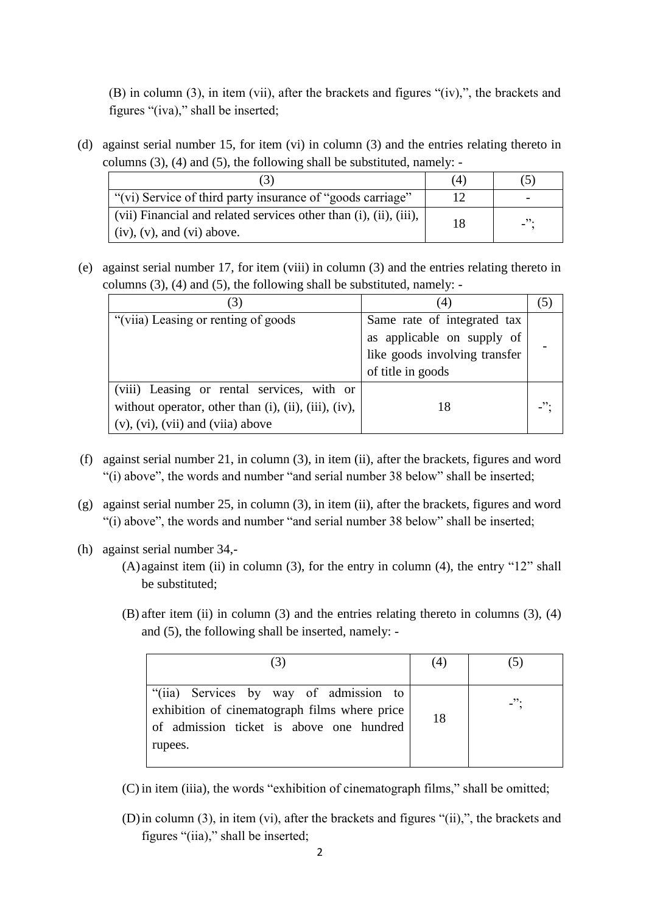(B) in column (3), in item (vii), after the brackets and figures "(iv),", the brackets and figures "(iva)," shall be inserted;

(d) against serial number 15, for item (vi) in column (3) and the entries relating thereto in columns (3), (4) and (5), the following shall be substituted, namely: -

| (3) | (4) | (5) |
|---|---|---|
| "(vi) Service of third party insurance of "goods carriage" | 12 | - |
| (vii) Financial and related services other than (i), (ii), (iii), (iv), (v), and (vi) above. | 18 | -"; |

(e) against serial number 17, for item (viii) in column (3) and the entries relating thereto in columns (3), (4) and (5), the following shall be substituted, namely: -

| (3) | (4) | (5) |
|---|---|---|
| "(viia) Leasing or renting of goods | Same rate of integrated tax as applicable on supply of like goods involving transfer of title in goods | - |
| (viii) Leasing or rental services, with or without operator, other than (i), (ii), (iii), (iv), (v), (vi), (vii) and (viia) above | 18 | -"; |

(f) against serial number 21, in column (3), in item (ii), after the brackets, figures and word "(i) above", the words and number "and serial number 38 below" shall be inserted;

(g) against serial number 25, in column (3), in item (ii), after the brackets, figures and word "(i) above", the words and number "and serial number 38 below" shall be inserted;

(h) against serial number 34,-

(A) against item (ii) in column (3), for the entry in column (4), the entry "12" shall be substituted;

(B) after item (ii) in column (3) and the entries relating thereto in columns (3), (4) and (5), the following shall be inserted, namely: -

| (3) | (4) | (5) |
|---|---|---|
| "(iia) Services by way of admission to exhibition of cinematograph films where price of admission ticket is above one hundred rupees. | 18 | -"; |

(C) in item (iiia), the words "exhibition of cinematograph films," shall be omitted;

(D) in column (3), in item (vi), after the brackets and figures "(ii),", the brackets and figures "(iia)," shall be inserted;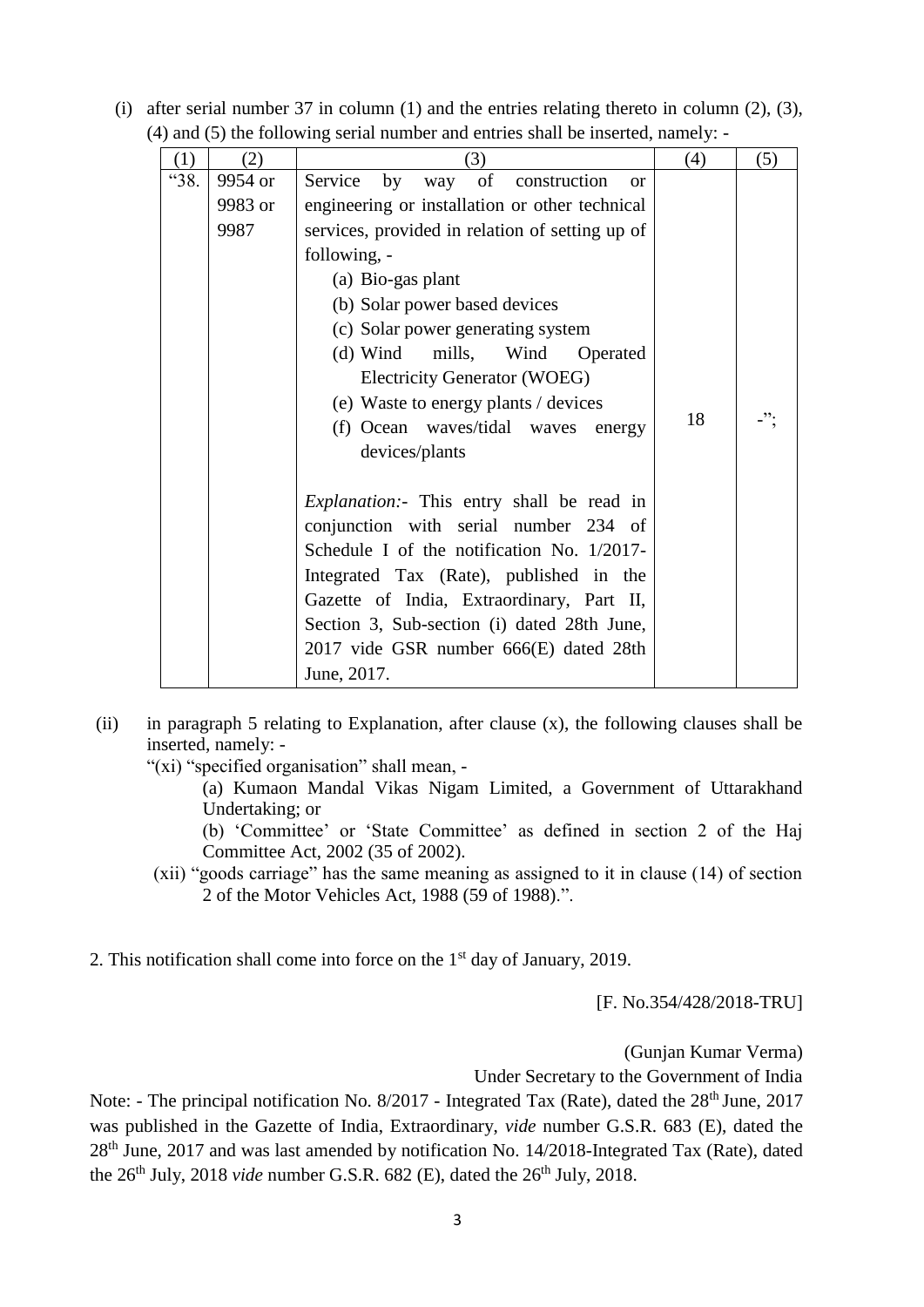(i) after serial number 37 in column (1) and the entries relating thereto in column (2), (3), (4) and (5) the following serial number and entries shall be inserted, namely: -

| (1) | (2) | (3) | (4) | (5) |
|---|---|---|---|---|
| "38. | 9954 or 9983 or 9987 | Service by way of construction or engineering or installation or other technical services, provided in relation of setting up of following, -<br>(a) Bio-gas plant<br>(b) Solar power based devices<br>(c) Solar power generating system<br>(d) Wind mills, Wind Operated Electricity Generator (WOEG)<br>(e) Waste to energy plants / devices<br>(f) Ocean waves/tidal waves energy devices/plants<br><br>*Explanation:-* This entry shall be read in conjunction with serial number 234 of Schedule I of the notification No. 1/2017-Integrated Tax (Rate), published in the Gazette of India, Extraordinary, Part II, Section 3, Sub-section (i) dated 28th June, 2017 vide GSR number 666(E) dated 28th June, 2017. | 18 | -"; |

(ii) in paragraph 5 relating to Explanation, after clause (x), the following clauses shall be inserted, namely: -

"(xi) "specified organisation" shall mean, -

(a) Kumaon Mandal Vikas Nigam Limited, a Government of Uttarakhand Undertaking; or

(b) 'Committee' or 'State Committee' as defined in section 2 of the Haj Committee Act, 2002 (35 of 2002).

(xii) "goods carriage" has the same meaning as assigned to it in clause (14) of section 2 of the Motor Vehicles Act, 1988 (59 of 1988).".

2. This notification shall come into force on the 1st day of January, 2019.

[F. No.354/428/2018-TRU]

(Gunjan Kumar Verma)

Under Secretary to the Government of India

Note: - The principal notification No. 8/2017 - Integrated Tax (Rate), dated the 28th June, 2017 was published in the Gazette of India, Extraordinary, *vide* number G.S.R. 683 (E), dated the 28th June, 2017 and was last amended by notification No. 14/2018-Integrated Tax (Rate), dated the 26th July, 2018 *vide* number G.S.R. 682 (E), dated the 26th July, 2018.